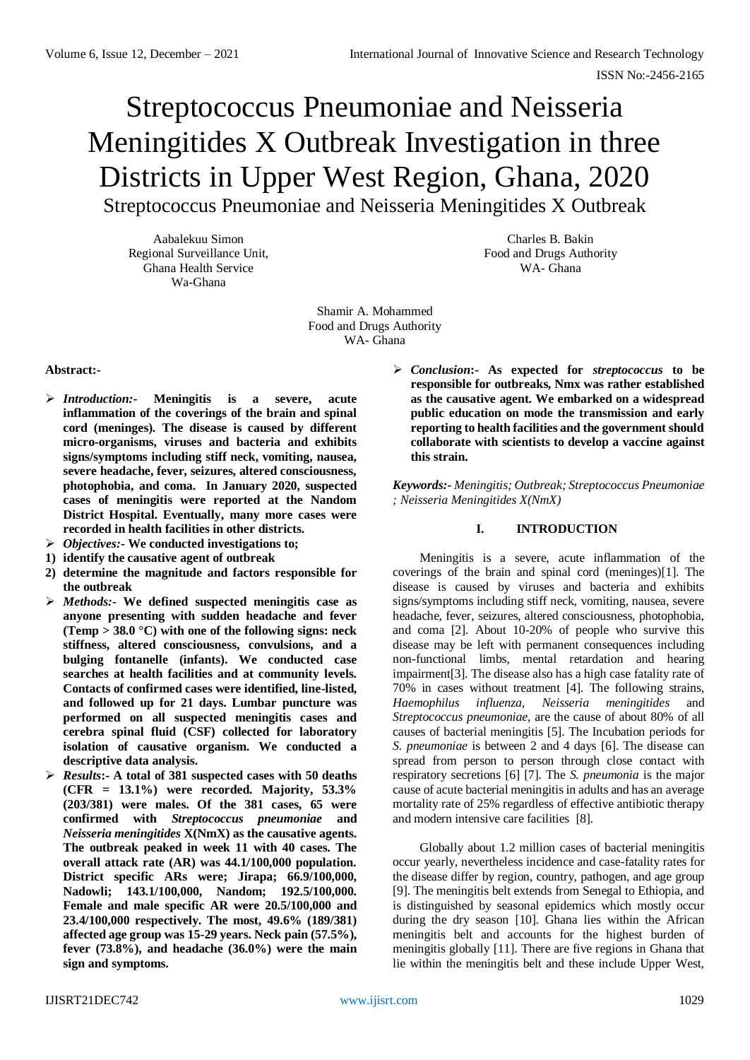# Streptococcus Pneumoniae and Neisseria Meningitides X Outbreak Investigation in three Districts in Upper West Region, Ghana, 2020

Streptococcus Pneumoniae and Neisseria Meningitides X Outbreak

Aabalekuu Simon
Regional Surveillance Unit,
Ghana Health Service
Wa-Ghana

Charles B. Bakin
Food and Drugs Authority
WA- Ghana

Shamir A. Mohammed
Food and Drugs Authority
WA- Ghana

**Abstract:-**

- *Introduction:-* **Meningitis is a severe, acute inflammation of the coverings of the brain and spinal cord (meninges). The disease is caused by different micro-organisms, viruses and bacteria and exhibits signs/symptoms including stiff neck, vomiting, nausea, severe headache, fever, seizures, altered consciousness, photophobia, and coma. In January 2020, suspected cases of meningitis were reported at the Nandom District Hospital. Eventually, many more cases were recorded in health facilities in other districts.**
- *Objectives:-* **We conducted investigations to;**
  1) **identify the causative agent of outbreak**
  2) **determine the magnitude and factors responsible for the outbreak**
- *Methods:-* **We defined suspected meningitis case as anyone presenting with sudden headache and fever (Temp > 38.0 °C) with one of the following signs: neck stiffness, altered consciousness, convulsions, and a bulging fontanelle (infants). We conducted case searches at health facilities and at community levels. Contacts of confirmed cases were identified, line-listed, and followed up for 21 days. Lumbar puncture was performed on all suspected meningitis cases and cerebra spinal fluid (CSF) collected for laboratory isolation of causative organism. We conducted a descriptive data analysis.**
- *Results:-* **A total of 381 suspected cases with 50 deaths (CFR = 13.1%) were recorded. Majority, 53.3% (203/381) were males. Of the 381 cases, 65 were confirmed with *Streptococcus pneumoniae* and *Neisseria meningitides* X(NmX) as the causative agents. The outbreak peaked in week 11 with 40 cases. The overall attack rate (AR) was 44.1/100,000 population. District specific ARs were; Jirapa; 66.9/100,000, Nadowli; 143.1/100,000, Nandom; 192.5/100,000. Female and male specific AR were 20.5/100,000 and 23.4/100,000 respectively. The most, 49.6% (189/381) affected age group was 15-29 years. Neck pain (57.5%), fever (73.8%), and headache (36.0%) were the main sign and symptoms.**
- *Conclusion:-* **As expected for *streptococcus* to be responsible for outbreaks, Nmx was rather established as the causative agent. We embarked on a widespread public education on mode the transmission and early reporting to health facilities and the government should collaborate with scientists to develop a vaccine against this strain.**

*Keywords:- Meningitis; Outbreak; Streptococcus Pneumoniae ; Neisseria Meningitides X(NmX)*

## I. INTRODUCTION

Meningitis is a severe, acute inflammation of the coverings of the brain and spinal cord (meninges)[1]. The disease is caused by viruses and bacteria and exhibits signs/symptoms including stiff neck, vomiting, nausea, severe headache, fever, seizures, altered consciousness, photophobia, and coma [2]. About 10-20% of people who survive this disease may be left with permanent consequences including non-functional limbs, mental retardation and hearing impairment[3]. The disease also has a high case fatality rate of 70% in cases without treatment [4]. The following strains, *Haemophilus influenza*, *Neisseria meningitides* and *Streptococcus pneumoniae*, are the cause of about 80% of all causes of bacterial meningitis [5]. The Incubation periods for *S. pneumoniae* is between 2 and 4 days [6]. The disease can spread from person to person through close contact with respiratory secretions [6] [7]. The *S. pneumonia* is the major cause of acute bacterial meningitis in adults and has an average mortality rate of 25% regardless of effective antibiotic therapy and modern intensive care facilities [8].

Globally about 1.2 million cases of bacterial meningitis occur yearly, nevertheless incidence and case-fatality rates for the disease differ by region, country, pathogen, and age group [9]. The meningitis belt extends from Senegal to Ethiopia, and is distinguished by seasonal epidemics which mostly occur during the dry season [10]. Ghana lies within the African meningitis belt and accounts for the highest burden of meningitis globally [11]. There are five regions in Ghana that lie within the meningitis belt and these include Upper West,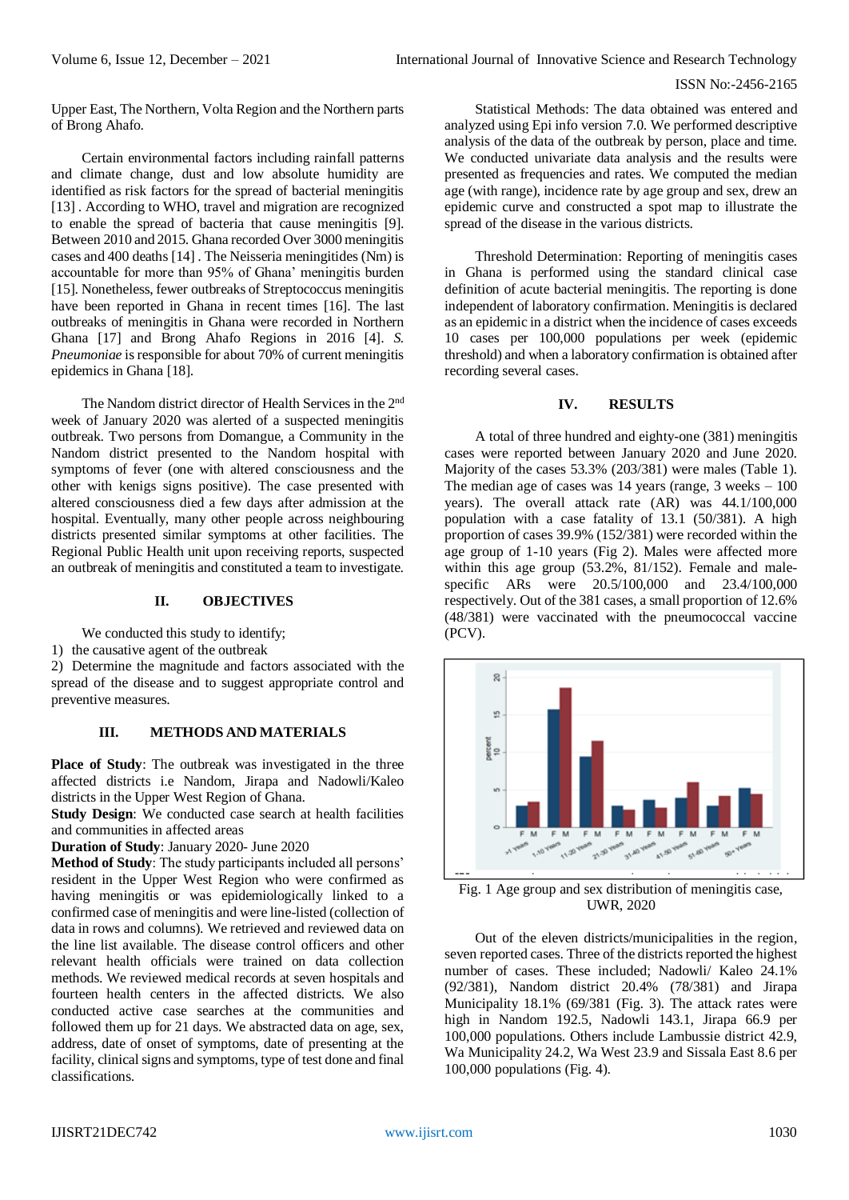Upper East, The Northern, Volta Region and the Northern parts of Brong Ahafo.

Certain environmental factors including rainfall patterns and climate change, dust and low absolute humidity are identified as risk factors for the spread of bacterial meningitis [13] . According to WHO, travel and migration are recognized to enable the spread of bacteria that cause meningitis [9]. Between 2010 and 2015. Ghana recorded Over 3000 meningitis cases and 400 deaths [14] . The Neisseria meningitides (Nm) is accountable for more than 95% of Ghana' meningitis burden [15]. Nonetheless, fewer outbreaks of Streptococcus meningitis have been reported in Ghana in recent times [16]. The last outbreaks of meningitis in Ghana were recorded in Northern Ghana [17] and Brong Ahafo Regions in 2016 [4]. *S. Pneumoniae* is responsible for about 70% of current meningitis epidemics in Ghana [18].

The Nandom district director of Health Services in the 2nd week of January 2020 was alerted of a suspected meningitis outbreak. Two persons from Domangue, a Community in the Nandom district presented to the Nandom hospital with symptoms of fever (one with altered consciousness and the other with kenigs signs positive). The case presented with altered consciousness died a few days after admission at the hospital. Eventually, many other people across neighbouring districts presented similar symptoms at other facilities. The Regional Public Health unit upon receiving reports, suspected an outbreak of meningitis and constituted a team to investigate.

## II. OBJECTIVES

We conducted this study to identify;

1) the causative agent of the outbreak
2) Determine the magnitude and factors associated with the spread of the disease and to suggest appropriate control and preventive measures.

## III. METHODS AND MATERIALS

**Place of Study**: The outbreak was investigated in the three affected districts i.e Nandom, Jirapa and Nadowli/Kaleo districts in the Upper West Region of Ghana.

**Study Design**: We conducted case search at health facilities and communities in affected areas

**Duration of Study**: January 2020- June 2020

**Method of Study**: The study participants included all persons' resident in the Upper West Region who were confirmed as having meningitis or was epidemiologically linked to a confirmed case of meningitis and were line-listed (collection of data in rows and columns). We retrieved and reviewed data on the line list available. The disease control officers and other relevant health officials were trained on data collection methods. We reviewed medical records at seven hospitals and fourteen health centers in the affected districts. We also conducted active case searches at the communities and followed them up for 21 days. We abstracted data on age, sex, address, date of onset of symptoms, date of presenting at the facility, clinical signs and symptoms, type of test done and final classifications.

Statistical Methods: The data obtained was entered and analyzed using Epi info version 7.0. We performed descriptive analysis of the data of the outbreak by person, place and time. We conducted univariate data analysis and the results were presented as frequencies and rates. We computed the median age (with range), incidence rate by age group and sex, drew an epidemic curve and constructed a spot map to illustrate the spread of the disease in the various districts.

Threshold Determination: Reporting of meningitis cases in Ghana is performed using the standard clinical case definition of acute bacterial meningitis. The reporting is done independent of laboratory confirmation. Meningitis is declared as an epidemic in a district when the incidence of cases exceeds 10 cases per 100,000 populations per week (epidemic threshold) and when a laboratory confirmation is obtained after recording several cases.

## IV. RESULTS

A total of three hundred and eighty-one (381) meningitis cases were reported between January 2020 and June 2020. Majority of the cases 53.3% (203/381) were males (Table 1). The median age of cases was 14 years (range, 3 weeks – 100 years). The overall attack rate (AR) was 44.1/100,000 population with a case fatality of 13.1 (50/381). A high proportion of cases 39.9% (152/381) were recorded within the age group of 1-10 years (Fig 2). Males were affected more within this age group (53.2%, 81/152). Female and male-specific ARs were 20.5/100,000 and 23.4/100,000 respectively. Out of the 381 cases, a small proportion of 12.6% (48/381) were vaccinated with the pneumococcal vaccine (PCV).

Fig. 1 Age group and sex distribution of meningitis case, UWR, 2020

Out of the eleven districts/municipalities in the region, seven reported cases. Three of the districts reported the highest number of cases. These included; Nadowli/ Kaleo 24.1% (92/381), Nandom district 20.4% (78/381) and Jirapa Municipality 18.1% (69/381 (Fig. 3). The attack rates were high in Nandom 192.5, Nadowli 143.1, Jirapa 66.9 per 100,000 populations. Others include Lambussie district 42.9, Wa Municipality 24.2, Wa West 23.9 and Sissala East 8.6 per 100,000 populations (Fig. 4).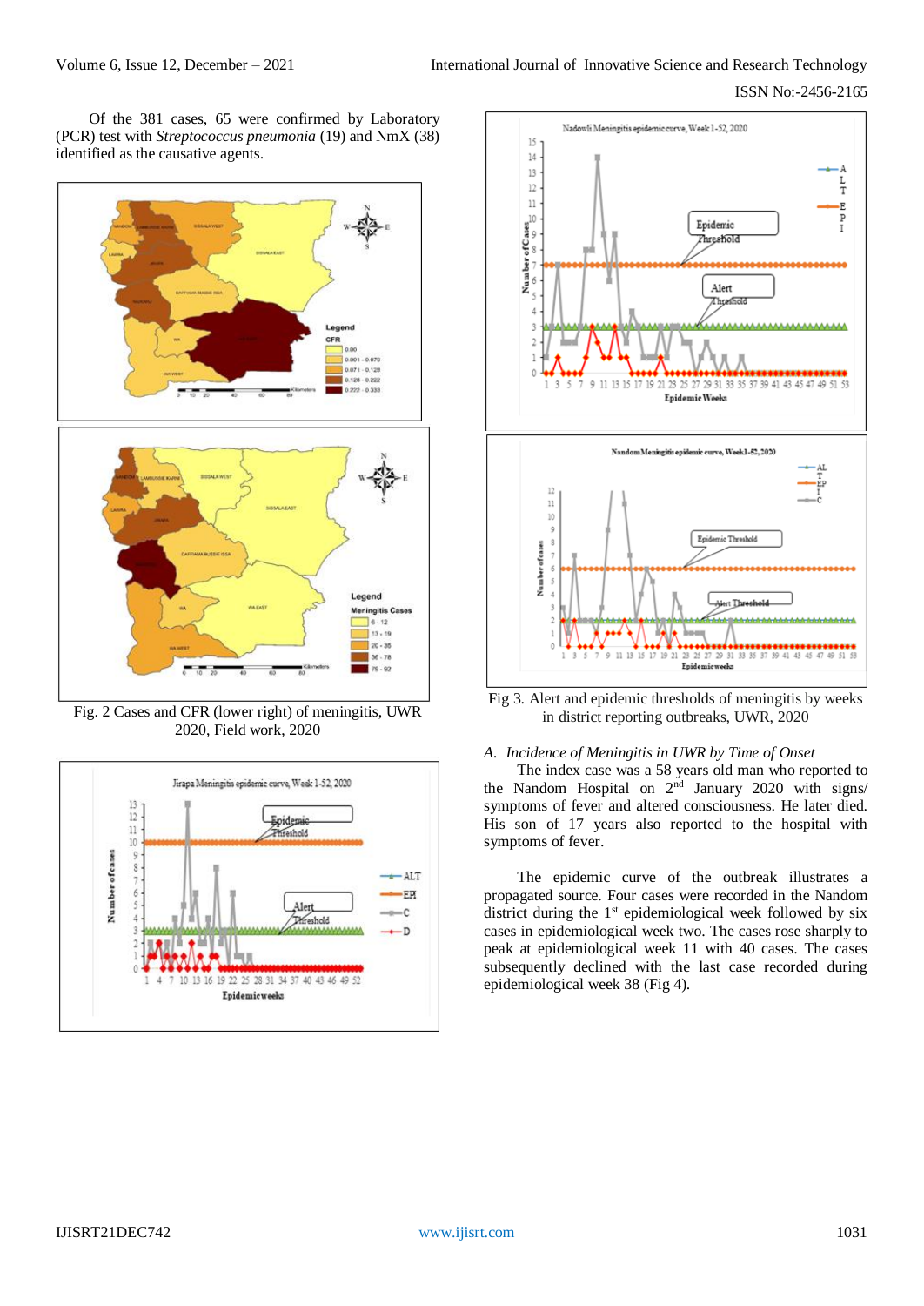Of the 381 cases, 65 were confirmed by Laboratory (PCR) test with *Streptococcus pneumonia* (19) and NmX (38) identified as the causative agents.

Fig. 2 Cases and CFR (lower right) of meningitis, UWR 2020, Field work, 2020

Fig 3. Alert and epidemic thresholds of meningitis by weeks in district reporting outbreaks, UWR, 2020

### A. *Incidence of Meningitis in UWR by Time of Onset*

The index case was a 58 years old man who reported to the Nandom Hospital on 2nd January 2020 with signs/ symptoms of fever and altered consciousness. He later died. His son of 17 years also reported to the hospital with symptoms of fever.

The epidemic curve of the outbreak illustrates a propagated source. Four cases were recorded in the Nandom district during the 1st epidemiological week followed by six cases in epidemiological week two. The cases rose sharply to peak at epidemiological week 11 with 40 cases. The cases subsequently declined with the last case recorded during epidemiological week 38 (Fig 4).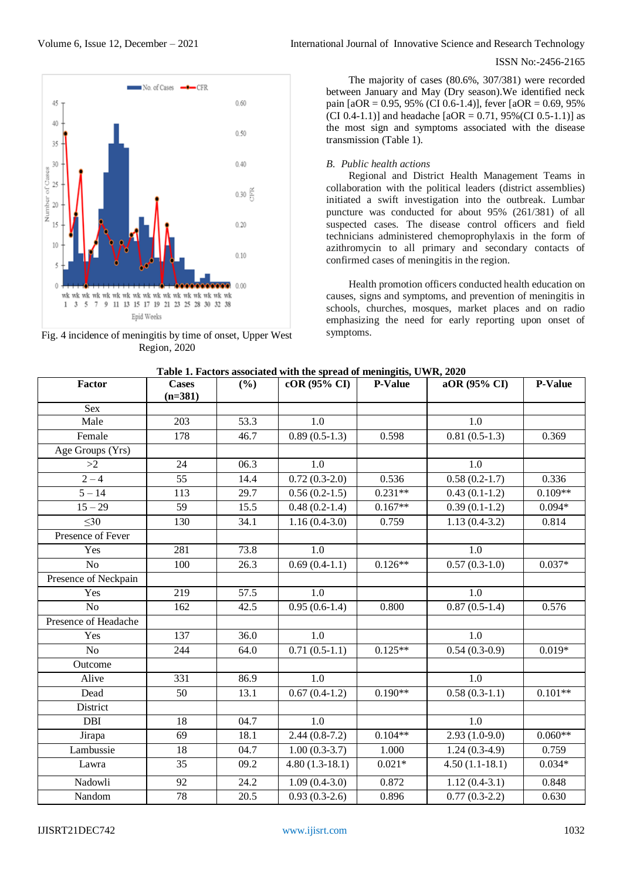Fig. 4 incidence of meningitis by time of onset, Upper West Region, 2020

The majority of cases (80.6%, 307/381) were recorded between January and May (Dry season).We identified neck pain [aOR = 0.95, 95% (CI 0.6-1.4)], fever [aOR = 0.69, 95% (CI 0.4-1.1)] and headache [aOR = 0.71, 95%(CI 0.5-1.1)] as the most sign and symptoms associated with the disease transmission (Table 1).

*B. Public health actions*

Regional and District Health Management Teams in collaboration with the political leaders (district assemblies) initiated a swift investigation into the outbreak. Lumbar puncture was conducted for about 95% (261/381) of all suspected cases. The disease control officers and field technicians administered chemoprophylaxis in the form of azithromycin to all primary and secondary contacts of confirmed cases of meningitis in the region.

Health promotion officers conducted health education on causes, signs and symptoms, and prevention of meningitis in schools, churches, mosques, market places and on radio emphasizing the need for early reporting upon onset of symptoms.

**Table 1. Factors associated with the spread of meningitis, UWR, 2020**

| Factor | Cases (n=381) | (%) | cOR (95% CI) | P-Value | aOR (95% CI) | P-Value |
|---|---|---|---|---|---|---|
| Sex | | | | | | |
| Male | 203 | 53.3 | 1.0 | | 1.0 | |
| Female | 178 | 46.7 | 0.89 (0.5-1.3) | 0.598 | 0.81 (0.5-1.3) | 0.369 |
| Age Groups (Yrs) | | | | | | |
| >2 | 24 | 06.3 | 1.0 | | 1.0 | |
| 2 – 4 | 55 | 14.4 | 0.72 (0.3-2.0) | 0.536 | 0.58 (0.2-1.7) | 0.336 |
| 5 – 14 | 113 | 29.7 | 0.56 (0.2-1.5) | 0.231** | 0.43 (0.1-1.2) | 0.109** |
| 15 – 29 | 59 | 15.5 | 0.48 (0.2-1.4) | 0.167** | 0.39 (0.1-1.2) | 0.094* |
| ≤30 | 130 | 34.1 | 1.16 (0.4-3.0) | 0.759 | 1.13 (0.4-3.2) | 0.814 |
| Presence of Fever | | | | | | |
| Yes | 281 | 73.8 | 1.0 | | 1.0 | |
| No | 100 | 26.3 | 0.69 (0.4-1.1) | 0.126** | 0.57 (0.3-1.0) | 0.037* |
| Presence of Neckpain | | | | | | |
| Yes | 219 | 57.5 | 1.0 | | 1.0 | |
| No | 162 | 42.5 | 0.95 (0.6-1.4) | 0.800 | 0.87 (0.5-1.4) | 0.576 |
| Presence of Headache | | | | | | |
| Yes | 137 | 36.0 | 1.0 | | 1.0 | |
| No | 244 | 64.0 | 0.71 (0.5-1.1) | 0.125** | 0.54 (0.3-0.9) | 0.019* |
| Outcome | | | | | | |
| Alive | 331 | 86.9 | 1.0 | | 1.0 | |
| Dead | 50 | 13.1 | 0.67 (0.4-1.2) | 0.190** | 0.58 (0.3-1.1) | 0.101** |
| District | | | | | | |
| DBI | 18 | 04.7 | 1.0 | | 1.0 | |
| Jirapa | 69 | 18.1 | 2.44 (0.8-7.2) | 0.104** | 2.93 (1.0-9.0) | 0.060** |
| Lambussie | 18 | 04.7 | 1.00 (0.3-3.7) | 1.000 | 1.24 (0.3-4.9) | 0.759 |
| Lawra | 35 | 09.2 | 4.80 (1.3-18.1) | 0.021* | 4.50 (1.1-18.1) | 0.034* |
| Nadowli | 92 | 24.2 | 1.09 (0.4-3.0) | 0.872 | 1.12 (0.4-3.1) | 0.848 |
| Nandom | 78 | 20.5 | 0.93 (0.3-2.6) | 0.896 | 0.77 (0.3-2.2) | 0.630 |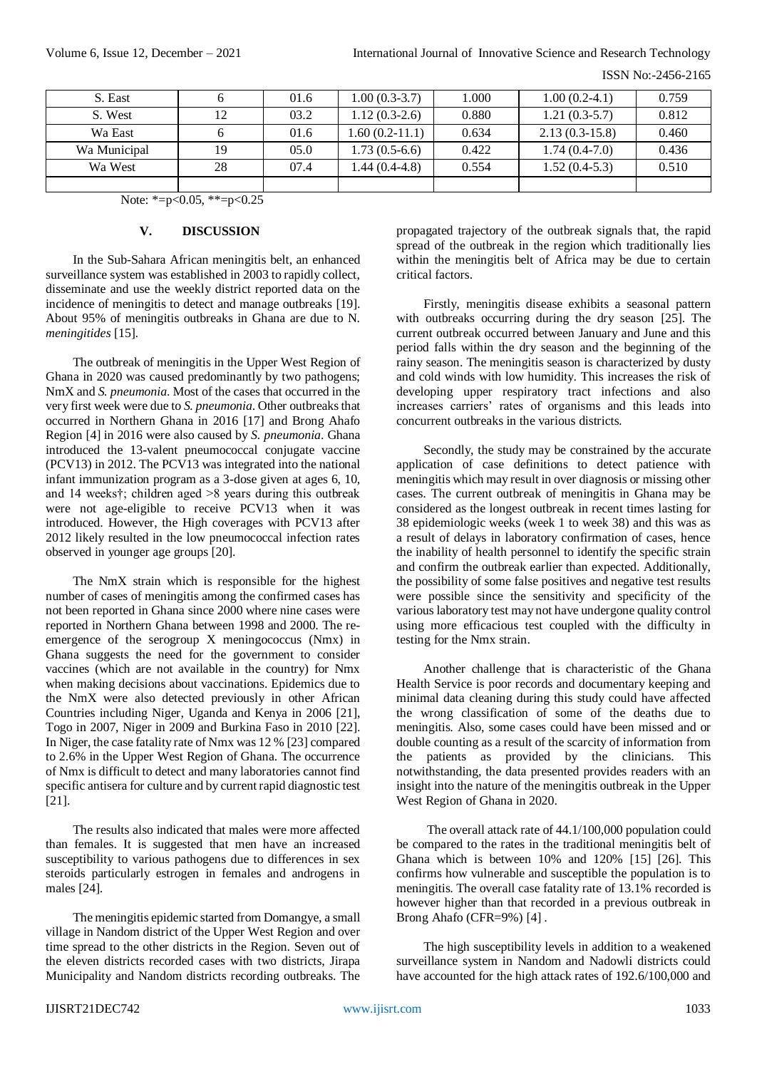| S. East | 6 | 01.6 | 1.00 (0.3-3.7) | 1.000 | 1.00 (0.2-4.1) | 0.759 |
|---|---|---|---|---|---|---|
| S. West | 12 | 03.2 | 1.12 (0.3-2.6) | 0.880 | 1.21 (0.3-5.7) | 0.812 |
| Wa East | 6 | 01.6 | 1.60 (0.2-11.1) | 0.634 | 2.13 (0.3-15.8) | 0.460 |
| Wa Municipal | 19 | 05.0 | 1.73 (0.5-6.6) | 0.422 | 1.74 (0.4-7.0) | 0.436 |
| Wa West | 28 | 07.4 | 1.44 (0.4-4.8) | 0.554 | 1.52 (0.4-5.3) | 0.510 |
| | | | | | | |

Note: *=p<0.05, **=p<0.25

## V. DISCUSSION

In the Sub-Sahara African meningitis belt, an enhanced surveillance system was established in 2003 to rapidly collect, disseminate and use the weekly district reported data on the incidence of meningitis to detect and manage outbreaks [19]. About 95% of meningitis outbreaks in Ghana are due to N. *meningitides* [15].

The outbreak of meningitis in the Upper West Region of Ghana in 2020 was caused predominantly by two pathogens; NmX and *S. pneumonia*. Most of the cases that occurred in the very first week were due to *S. pneumonia*. Other outbreaks that occurred in Northern Ghana in 2016 [17] and Brong Ahafo Region [4] in 2016 were also caused by *S. pneumonia*. Ghana introduced the 13-valent pneumococcal conjugate vaccine (PCV13) in 2012. The PCV13 was integrated into the national infant immunization program as a 3-dose given at ages 6, 10, and 14 weeks†; children aged >8 years during this outbreak were not age-eligible to receive PCV13 when it was introduced. However, the High coverages with PCV13 after 2012 likely resulted in the low pneumococcal infection rates observed in younger age groups [20].

The NmX strain which is responsible for the highest number of cases of meningitis among the confirmed cases has not been reported in Ghana since 2000 where nine cases were reported in Northern Ghana between 1998 and 2000. The re-emergence of the serogroup X meningococcus (Nmx) in Ghana suggests the need for the government to consider vaccines (which are not available in the country) for Nmx when making decisions about vaccinations. Epidemics due to the NmX were also detected previously in other African Countries including Niger, Uganda and Kenya in 2006 [21], Togo in 2007, Niger in 2009 and Burkina Faso in 2010 [22]. In Niger, the case fatality rate of Nmx was 12 % [23] compared to 2.6% in the Upper West Region of Ghana. The occurrence of Nmx is difficult to detect and many laboratories cannot find specific antisera for culture and by current rapid diagnostic test [21].

The results also indicated that males were more affected than females. It is suggested that men have an increased susceptibility to various pathogens due to differences in sex steroids particularly estrogen in females and androgens in males [24].

The meningitis epidemic started from Domangye, a small village in Nandom district of the Upper West Region and over time spread to the other districts in the Region. Seven out of the eleven districts recorded cases with two districts, Jirapa Municipality and Nandom districts recording outbreaks. The propagated trajectory of the outbreak signals that, the rapid spread of the outbreak in the region which traditionally lies within the meningitis belt of Africa may be due to certain critical factors.

Firstly, meningitis disease exhibits a seasonal pattern with outbreaks occurring during the dry season [25]. The current outbreak occurred between January and June and this period falls within the dry season and the beginning of the rainy season. The meningitis season is characterized by dusty and cold winds with low humidity. This increases the risk of developing upper respiratory tract infections and also increases carriers' rates of organisms and this leads into concurrent outbreaks in the various districts.

Secondly, the study may be constrained by the accurate application of case definitions to detect patience with meningitis which may result in over diagnosis or missing other cases. The current outbreak of meningitis in Ghana may be considered as the longest outbreak in recent times lasting for 38 epidemiologic weeks (week 1 to week 38) and this was as a result of delays in laboratory confirmation of cases, hence the inability of health personnel to identify the specific strain and confirm the outbreak earlier than expected. Additionally, the possibility of some false positives and negative test results were possible since the sensitivity and specificity of the various laboratory test may not have undergone quality control using more efficacious test coupled with the difficulty in testing for the Nmx strain.

Another challenge that is characteristic of the Ghana Health Service is poor records and documentary keeping and minimal data cleaning during this study could have affected the wrong classification of some of the deaths due to meningitis. Also, some cases could have been missed and or double counting as a result of the scarcity of information from the patients as provided by the clinicians. This notwithstanding, the data presented provides readers with an insight into the nature of the meningitis outbreak in the Upper West Region of Ghana in 2020.

The overall attack rate of 44.1/100,000 population could be compared to the rates in the traditional meningitis belt of Ghana which is between 10% and 120% [15] [26]. This confirms how vulnerable and susceptible the population is to meningitis. The overall case fatality rate of 13.1% recorded is however higher than that recorded in a previous outbreak in Brong Ahafo (CFR=9%) [4] .

The high susceptibility levels in addition to a weakened surveillance system in Nandom and Nadowli districts could have accounted for the high attack rates of 192.6/100,000 and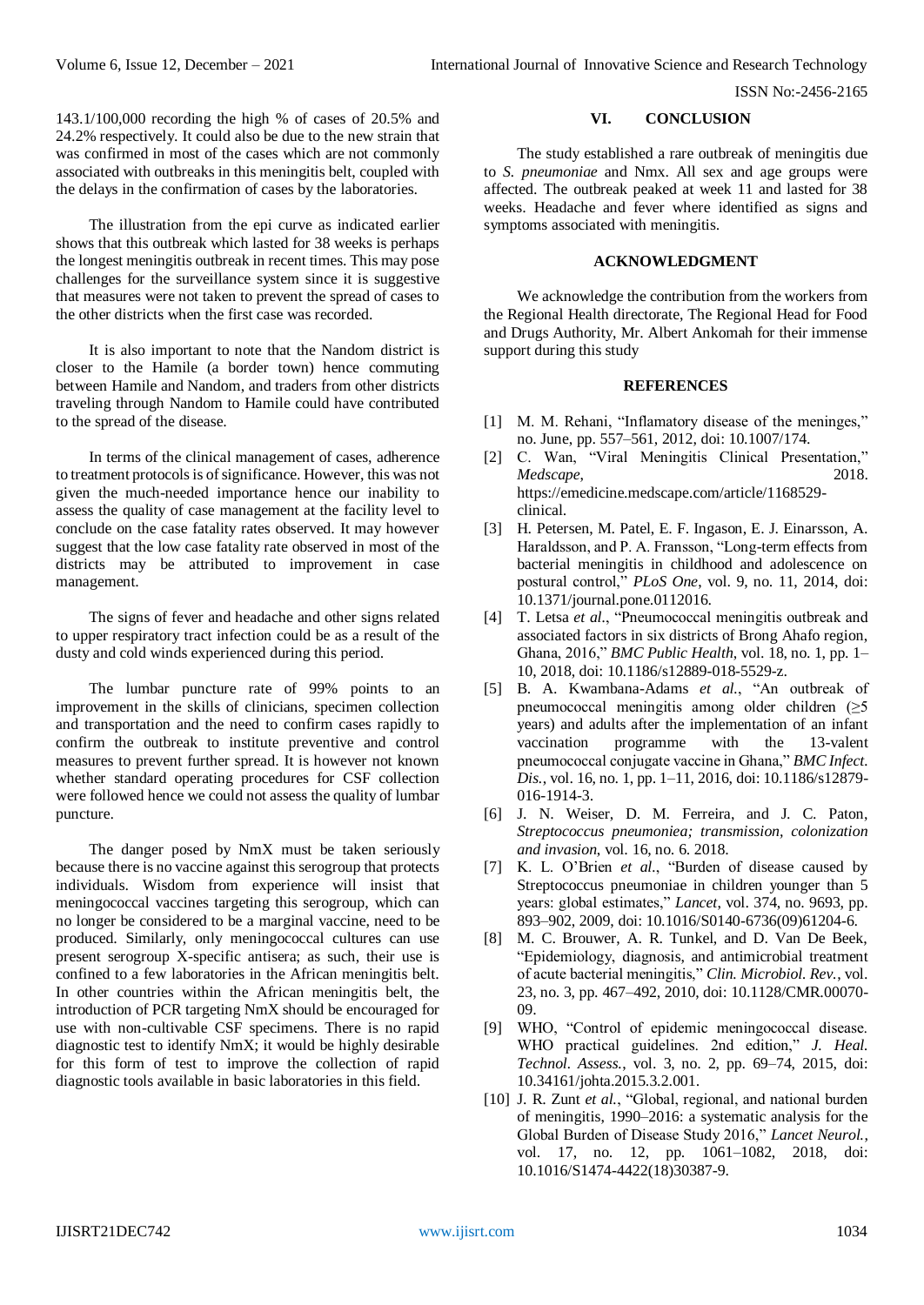143.1/100,000 recording the high % of cases of 20.5% and 24.2% respectively. It could also be due to the new strain that was confirmed in most of the cases which are not commonly associated with outbreaks in this meningitis belt, coupled with the delays in the confirmation of cases by the laboratories.

The illustration from the epi curve as indicated earlier shows that this outbreak which lasted for 38 weeks is perhaps the longest meningitis outbreak in recent times. This may pose challenges for the surveillance system since it is suggestive that measures were not taken to prevent the spread of cases to the other districts when the first case was recorded.

It is also important to note that the Nandom district is closer to the Hamile (a border town) hence commuting between Hamile and Nandom, and traders from other districts traveling through Nandom to Hamile could have contributed to the spread of the disease.

In terms of the clinical management of cases, adherence to treatment protocols is of significance. However, this was not given the much-needed importance hence our inability to assess the quality of case management at the facility level to conclude on the case fatality rates observed. It may however suggest that the low case fatality rate observed in most of the districts may be attributed to improvement in case management.

The signs of fever and headache and other signs related to upper respiratory tract infection could be as a result of the dusty and cold winds experienced during this period.

The lumbar puncture rate of 99% points to an improvement in the skills of clinicians, specimen collection and transportation and the need to confirm cases rapidly to confirm the outbreak to institute preventive and control measures to prevent further spread. It is however not known whether standard operating procedures for CSF collection were followed hence we could not assess the quality of lumbar puncture.

The danger posed by NmX must be taken seriously because there is no vaccine against this serogroup that protects individuals. Wisdom from experience will insist that meningococcal vaccines targeting this serogroup, which can no longer be considered to be a marginal vaccine, need to be produced. Similarly, only meningococcal cultures can use present serogroup X-specific antisera; as such, their use is confined to a few laboratories in the African meningitis belt. In other countries within the African meningitis belt, the introduction of PCR targeting NmX should be encouraged for use with non-cultivable CSF specimens. There is no rapid diagnostic test to identify NmX; it would be highly desirable for this form of test to improve the collection of rapid diagnostic tools available in basic laboratories in this field.

## VI. CONCLUSION

The study established a rare outbreak of meningitis due to *S. pneumoniae* and Nmx. All sex and age groups were affected. The outbreak peaked at week 11 and lasted for 38 weeks. Headache and fever where identified as signs and symptoms associated with meningitis.

## ACKNOWLEDGMENT

We acknowledge the contribution from the workers from the Regional Health directorate, The Regional Head for Food and Drugs Authority, Mr. Albert Ankomah for their immense support during this study

## REFERENCES

[1] M. M. Rehani, "Inflamatory disease of the meninges," no. June, pp. 557–561, 2012, doi: 10.1007/174.

[2] C. Wan, "Viral Meningitis Clinical Presentation," *Medscape*, 2018. https://emedicine.medscape.com/article/1168529-clinical.

[3] H. Petersen, M. Patel, E. F. Ingason, E. J. Einarsson, A. Haraldsson, and P. A. Fransson, "Long-term effects from bacterial meningitis in childhood and adolescence on postural control," *PLoS One*, vol. 9, no. 11, 2014, doi: 10.1371/journal.pone.0112016.

[4] T. Letsa *et al.*, "Pneumococcal meningitis outbreak and associated factors in six districts of Brong Ahafo region, Ghana, 2016," *BMC Public Health*, vol. 18, no. 1, pp. 1–10, 2018, doi: 10.1186/s12889-018-5529-z.

[5] B. A. Kwambana-Adams *et al.*, "An outbreak of pneumococcal meningitis among older children (≥5 years) and adults after the implementation of an infant vaccination programme with the 13-valent pneumococcal conjugate vaccine in Ghana," *BMC Infect. Dis.*, vol. 16, no. 1, pp. 1–11, 2016, doi: 10.1186/s12879-016-1914-3.

[6] J. N. Weiser, D. M. Ferreira, and J. C. Paton, *Streptococcus pneumoniea; transmission, colonization and invasion*, vol. 16, no. 6. 2018.

[7] K. L. O'Brien *et al.*, "Burden of disease caused by Streptococcus pneumoniae in children younger than 5 years: global estimates," *Lancet*, vol. 374, no. 9693, pp. 893–902, 2009, doi: 10.1016/S0140-6736(09)61204-6.

[8] M. C. Brouwer, A. R. Tunkel, and D. Van De Beek, "Epidemiology, diagnosis, and antimicrobial treatment of acute bacterial meningitis," *Clin. Microbiol. Rev.*, vol. 23, no. 3, pp. 467–492, 2010, doi: 10.1128/CMR.00070-09.

[9] WHO, "Control of epidemic meningococcal disease. WHO practical guidelines. 2nd edition," *J. Heal. Technol. Assess.*, vol. 3, no. 2, pp. 69–74, 2015, doi: 10.34161/johta.2015.3.2.001.

[10] J. R. Zunt *et al.*, "Global, regional, and national burden of meningitis, 1990–2016: a systematic analysis for the Global Burden of Disease Study 2016," *Lancet Neurol.*, vol. 17, no. 12, pp. 1061–1082, 2018, doi: 10.1016/S1474-4422(18)30387-9.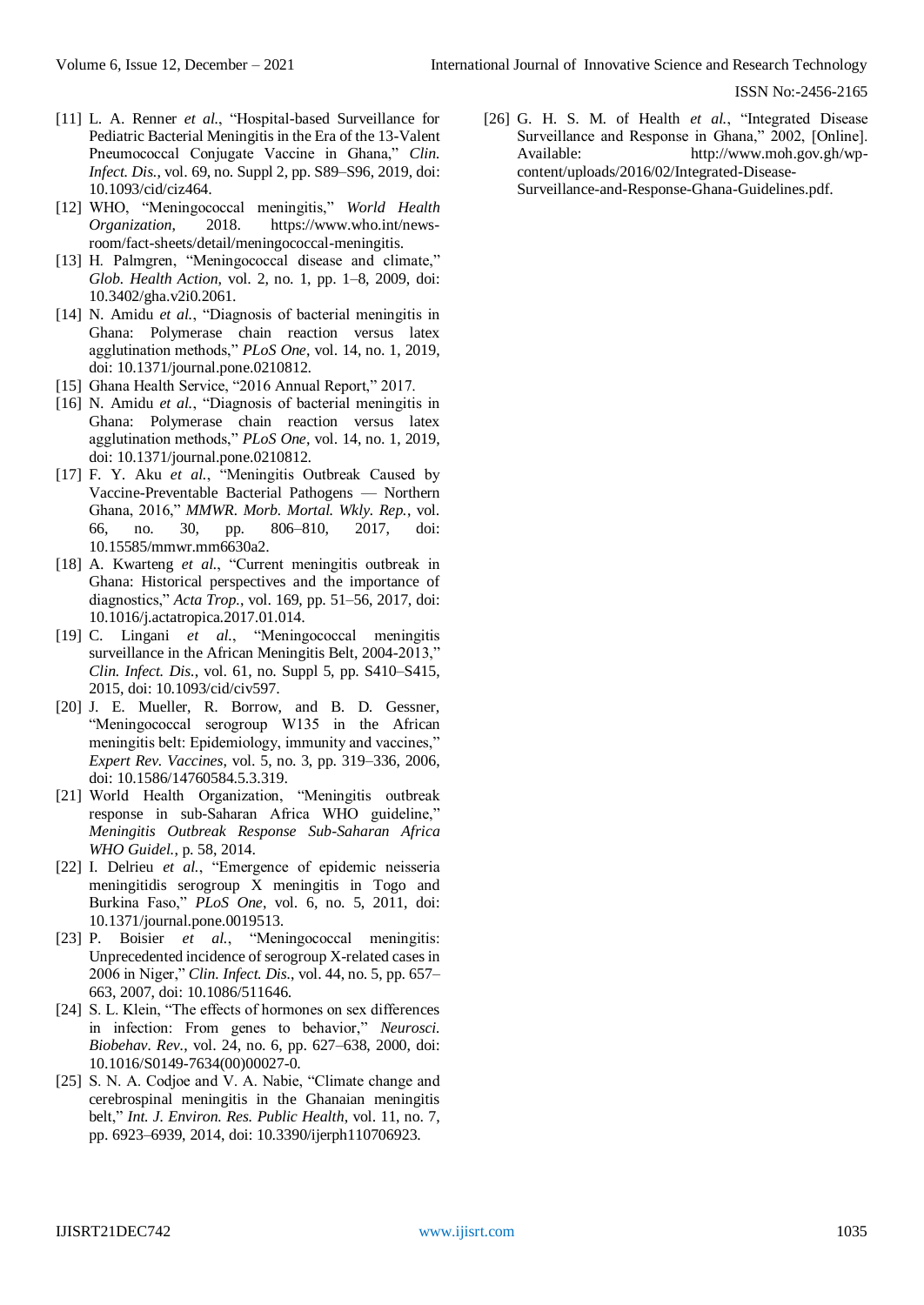[11] L. A. Renner *et al.*, "Hospital-based Surveillance for Pediatric Bacterial Meningitis in the Era of the 13-Valent Pneumococcal Conjugate Vaccine in Ghana," *Clin. Infect. Dis.*, vol. 69, no. Suppl 2, pp. S89–S96, 2019, doi: 10.1093/cid/ciz464.

[12] WHO, "Meningococcal meningitis," *World Health Organization*, 2018. https://www.who.int/news-room/fact-sheets/detail/meningococcal-meningitis.

[13] H. Palmgren, "Meningococcal disease and climate," *Glob. Health Action*, vol. 2, no. 1, pp. 1–8, 2009, doi: 10.3402/gha.v2i0.2061.

[14] N. Amidu *et al.*, "Diagnosis of bacterial meningitis in Ghana: Polymerase chain reaction versus latex agglutination methods," *PLoS One*, vol. 14, no. 1, 2019, doi: 10.1371/journal.pone.0210812.

[15] Ghana Health Service, "2016 Annual Report," 2017.

[16] N. Amidu *et al.*, "Diagnosis of bacterial meningitis in Ghana: Polymerase chain reaction versus latex agglutination methods," *PLoS One*, vol. 14, no. 1, 2019, doi: 10.1371/journal.pone.0210812.

[17] F. Y. Aku *et al.*, "Meningitis Outbreak Caused by Vaccine-Preventable Bacterial Pathogens — Northern Ghana, 2016," *MMWR. Morb. Mortal. Wkly. Rep.*, vol. 66, no. 30, pp. 806–810, 2017, doi: 10.15585/mmwr.mm6630a2.

[18] A. Kwarteng *et al.*, "Current meningitis outbreak in Ghana: Historical perspectives and the importance of diagnostics," *Acta Trop.*, vol. 169, pp. 51–56, 2017, doi: 10.1016/j.actatropica.2017.01.014.

[19] C. Lingani *et al.*, "Meningococcal meningitis surveillance in the African Meningitis Belt, 2004-2013," *Clin. Infect. Dis.*, vol. 61, no. Suppl 5, pp. S410–S415, 2015, doi: 10.1093/cid/civ597.

[20] J. E. Mueller, R. Borrow, and B. D. Gessner, "Meningococcal serogroup W135 in the African meningitis belt: Epidemiology, immunity and vaccines," *Expert Rev. Vaccines*, vol. 5, no. 3, pp. 319–336, 2006, doi: 10.1586/14760584.5.3.319.

[21] World Health Organization, "Meningitis outbreak response in sub-Saharan Africa WHO guideline," *Meningitis Outbreak Response Sub-Saharan Africa WHO Guidel.*, p. 58, 2014.

[22] I. Delrieu *et al.*, "Emergence of epidemic neisseria meningitidis serogroup X meningitis in Togo and Burkina Faso," *PLoS One*, vol. 6, no. 5, 2011, doi: 10.1371/journal.pone.0019513.

[23] P. Boisier *et al.*, "Meningococcal meningitis: Unprecedented incidence of serogroup X-related cases in 2006 in Niger," *Clin. Infect. Dis.*, vol. 44, no. 5, pp. 657–663, 2007, doi: 10.1086/511646.

[24] S. L. Klein, "The effects of hormones on sex differences in infection: From genes to behavior," *Neurosci. Biobehav. Rev.*, vol. 24, no. 6, pp. 627–638, 2000, doi: 10.1016/S0149-7634(00)00027-0.

[25] S. N. A. Codjoe and V. A. Nabie, "Climate change and cerebrospinal meningitis in the Ghanaian meningitis belt," *Int. J. Environ. Res. Public Health*, vol. 11, no. 7, pp. 6923–6939, 2014, doi: 10.3390/ijerph110706923.

[26] G. H. S. M. of Health *et al.*, "Integrated Disease Surveillance and Response in Ghana," 2002, [Online]. Available: http://www.moh.gov.gh/wp-content/uploads/2016/02/Integrated-Disease-Surveillance-and-Response-Ghana-Guidelines.pdf.